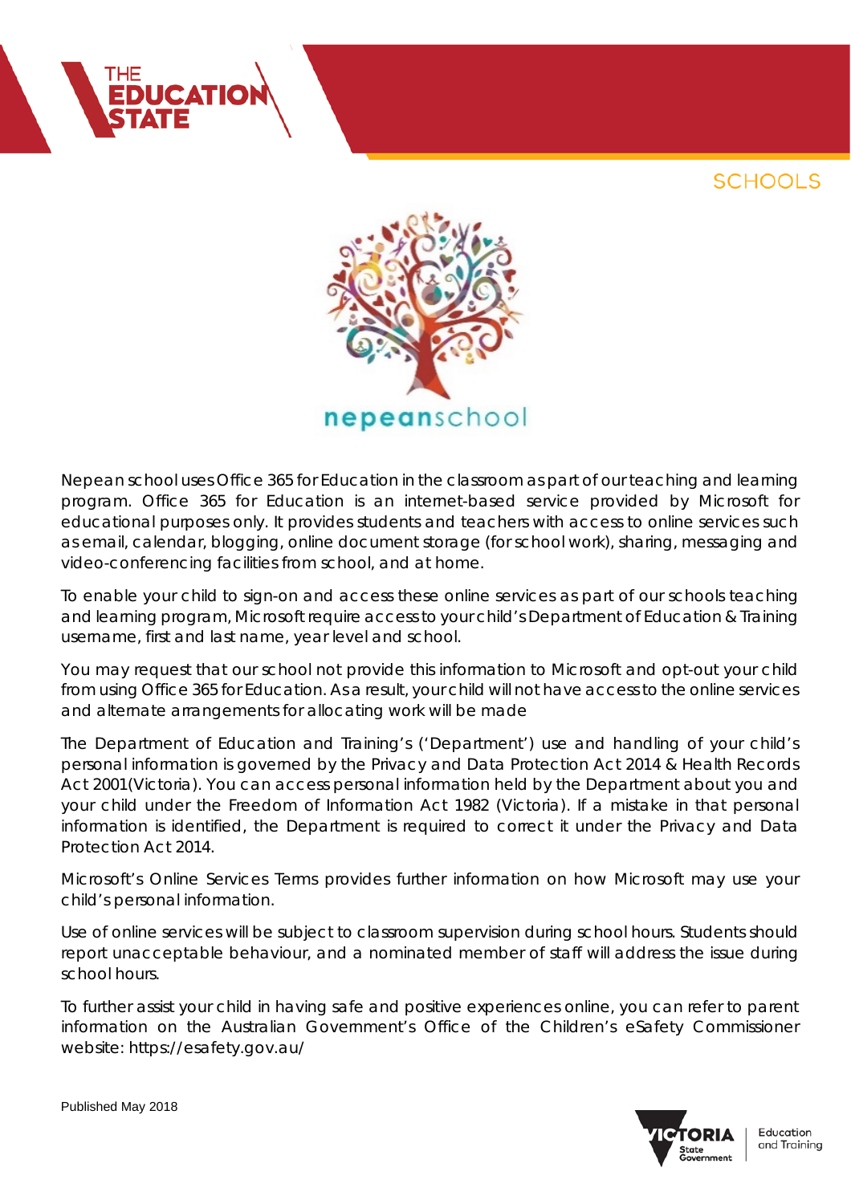THE EDUCATION STATE

SCHOOLS

nepeanschool

Nepean school uses Office 365 for Education in the classroom as part of our teaching and learning program. Office 365 for Education is an internet-based service provided by Microsoft for educational purposes only. It provides students and teachers with access to online services such as email, calendar, blogging, online document storage (for school work), sharing, messaging and video-conferencing facilities from school, and at home.

To enable your child to sign-on and access these online services as part of our schools teaching and learning program, Microsoft require access to your child's Department of Education & Training username, first and last name, year level and school.

You may request that our school not provide this information to Microsoft and opt-out your child from using Office 365 for Education. As a result, your child will not have access to the online services and alternate arrangements for allocating work will be made

The Department of Education and Training's ('Department') use and handling of your child's personal information is governed by the Privacy and Data Protection Act 2014 & Health Records Act 2001(Victoria). You can access personal information held by the Department about you and your child under the Freedom of Information Act 1982 (Victoria). If a mistake in that personal information is identified, the Department is required to correct it under the Privacy and Data Protection Act 2014.

Microsoft's Online Services Terms provides further information on how Microsoft may use your child's personal information.

Use of online services will be subject to classroom supervision during school hours. Students should report unacceptable behaviour, and a nominated member of staff will address the issue during school hours.

To further assist your child in having safe and positive experiences online, you can refer to parent information on the Australian Government's Office of the Children's eSafety Commissioner website: https://esafety.gov.au/

Published May 2018

VICTORIA State Government | Education and Training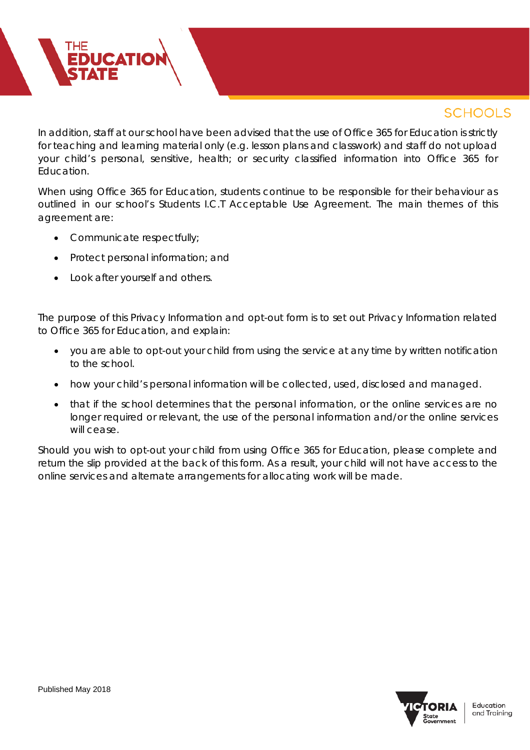In addition, staff at our school have been advised that the use of Office 365 for Education is strictly for teaching and learning material only (e.g. lesson plans and classwork) and staff do not upload your child's personal, sensitive, health; or security classified information into Office 365 for Education.

When using Office 365 for Education, students continue to be responsible for their behaviour as outlined in our school's Students I.C.T Acceptable Use Agreement. The main themes of this agreement are:

- Communicate respectfully;
- Protect personal information; and
- Look after yourself and others.

The purpose of this Privacy Information and opt-out form is to set out Privacy Information related to Office 365 for Education, and explain:

- you are able to opt-out your child from using the service at any time by written notification to the school.
- how your child's personal information will be collected, used, disclosed and managed.
- that if the school determines that the personal information, or the online services are no longer required or relevant, the use of the personal information and/or the online services will cease.

Should you wish to opt-out your child from using Office 365 for Education, please complete and return the slip provided at the back of this form. As a result, your child will not have access to the online services and alternate arrangements for allocating work will be made.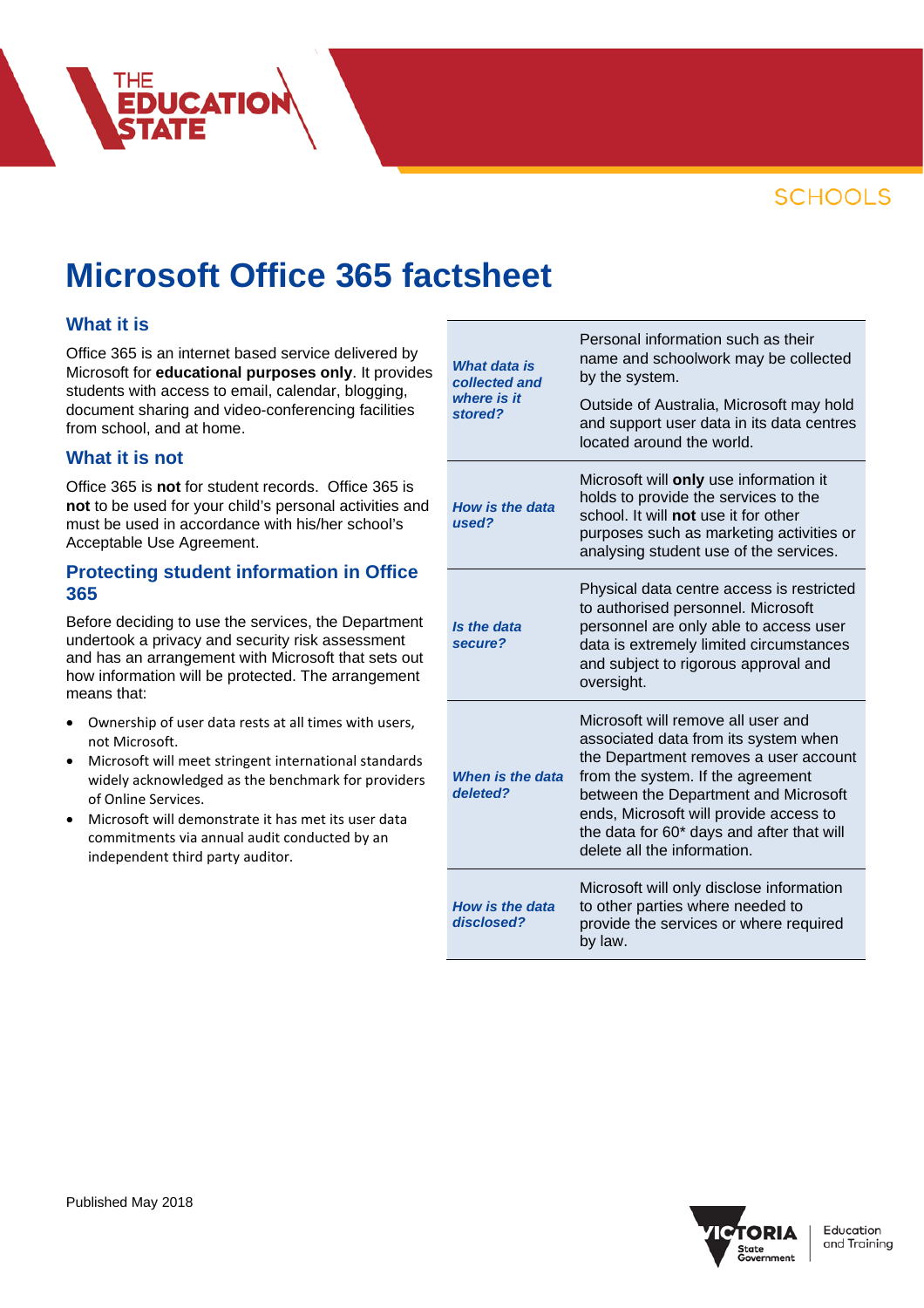# Microsoft Office 365 factsheet

## What it is

Office 365 is an internet based service delivered by Microsoft for **educational purposes only**. It provides students with access to email, calendar, blogging, document sharing and video-conferencing facilities from school, and at home.

## What it is not

Office 365 is **not** for student records. Office 365 is **not** to be used for your child's personal activities and must be used in accordance with his/her school's Acceptable Use Agreement.

## Protecting student information in Office 365

Before deciding to use the services, the Department undertook a privacy and security risk assessment and has an arrangement with Microsoft that sets out how information will be protected. The arrangement means that:

- Ownership of user data rests at all times with users, not Microsoft.
- Microsoft will meet stringent international standards widely acknowledged as the benchmark for providers of Online Services.
- Microsoft will demonstrate it has met its user data commitments via annual audit conducted by an independent third party auditor.

| | |
|---|---|
| ***What data is collected and where is it stored?*** | Personal information such as their name and schoolwork may be collected by the system.<br><br>Outside of Australia, Microsoft may hold and support user data in its data centres located around the world. |
| ***How is the data used?*** | Microsoft will **only** use information it holds to provide the services to the school. It will **not** use it for other purposes such as marketing activities or analysing student use of the services. |
| ***Is the data secure?*** | Physical data centre access is restricted to authorised personnel. Microsoft personnel are only able to access user data is extremely limited circumstances and subject to rigorous approval and oversight. |
| ***When is the data deleted?*** | Microsoft will remove all user and associated data from its system when the Department removes a user account from the system. If the agreement between the Department and Microsoft ends, Microsoft will provide access to the data for 60* days and after that will delete all the information. |
| ***How is the data disclosed?*** | Microsoft will only disclose information to other parties where needed to provide the services or where required by law. |

Published May 2018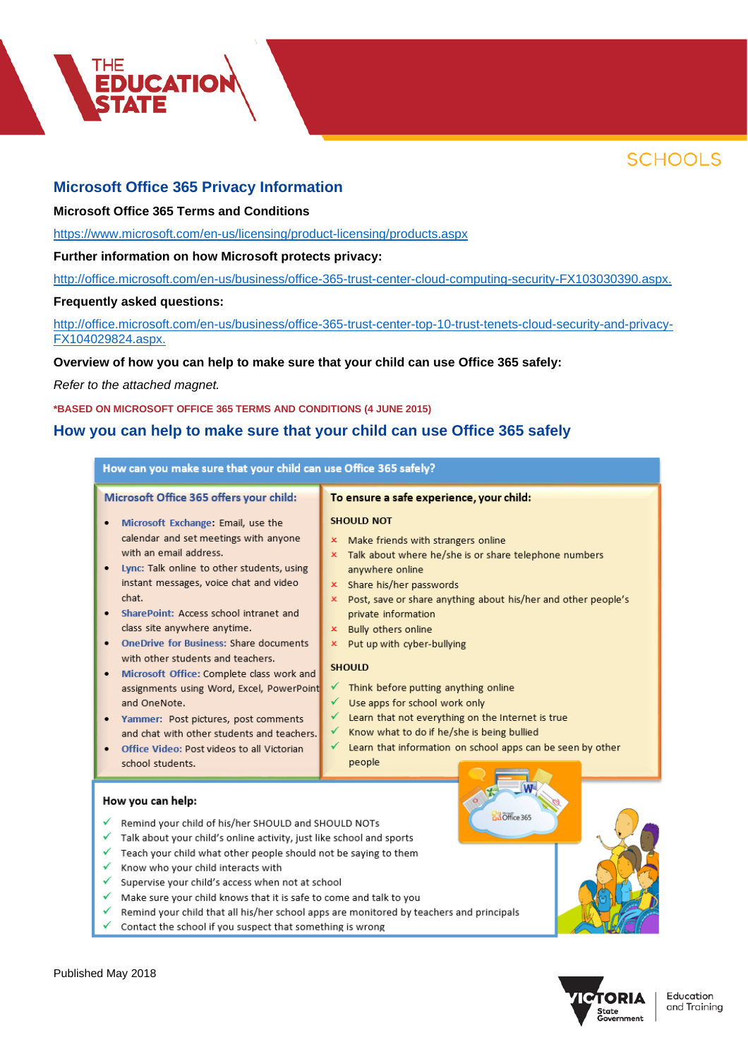## Microsoft Office 365 Privacy Information

**Microsoft Office 365 Terms and Conditions**

https://www.microsoft.com/en-us/licensing/product-licensing/products.aspx

**Further information on how Microsoft protects privacy:**

http://office.microsoft.com/en-us/business/office-365-trust-center-cloud-computing-security-FX103030390.aspx.

**Frequently asked questions:**

http://office.microsoft.com/en-us/business/office-365-trust-center-top-10-trust-tenets-cloud-security-and-privacy-FX104029824.aspx.

**Overview of how you can help to make sure that your child can use Office 365 safely:**

*Refer to the attached magnet.*

**\*BASED ON MICROSOFT OFFICE 365 TERMS AND CONDITIONS (4 JUNE 2015)**

## How you can help to make sure that your child can use Office 365 safely

### How can you make sure that your child can use Office 365 safely?

**Microsoft Office 365 offers your child:**

- **Microsoft Exchange:** Email, use the calendar and set meetings with anyone with an email address.
- **Lync:** Talk online to other students, using instant messages, voice chat and video chat.
- **SharePoint:** Access school intranet and class site anywhere anytime.
- **OneDrive for Business:** Share documents with other students and teachers.
- **Microsoft Office:** Complete class work and assignments using Word, Excel, PowerPoint and OneNote.
- **Yammer:** Post pictures, post comments and chat with other students and teachers.
- **Office Video:** Post videos to all Victorian school students.

**To ensure a safe experience, your child:**

**SHOULD NOT**

- ✗ Make friends with strangers online
- ✗ Talk about where he/she is or share telephone numbers anywhere online
- ✗ Share his/her passwords
- ✗ Post, save or share anything about his/her and other people's private information
- ✗ Bully others online
- ✗ Put up with cyber-bullying

**SHOULD**

- ✓ Think before putting anything online
- ✓ Use apps for school work only
- ✓ Learn that not everything on the Internet is true
- ✓ Know what to do if he/she is being bullied
- ✓ Learn that information on school apps can be seen by other people

**How you can help:**

- ✓ Remind your child of his/her SHOULD and SHOULD NOTs
- ✓ Talk about your child's online activity, just like school and sports
- ✓ Teach your child what other people should not be saying to them
- ✓ Know who your child interacts with
- ✓ Supervise your child's access when not at school
- ✓ Make sure your child knows that it is safe to come and talk to you
- ✓ Remind your child that all his/her school apps are monitored by teachers and principals
- ✓ Contact the school if you suspect that something is wrong

Published May 2018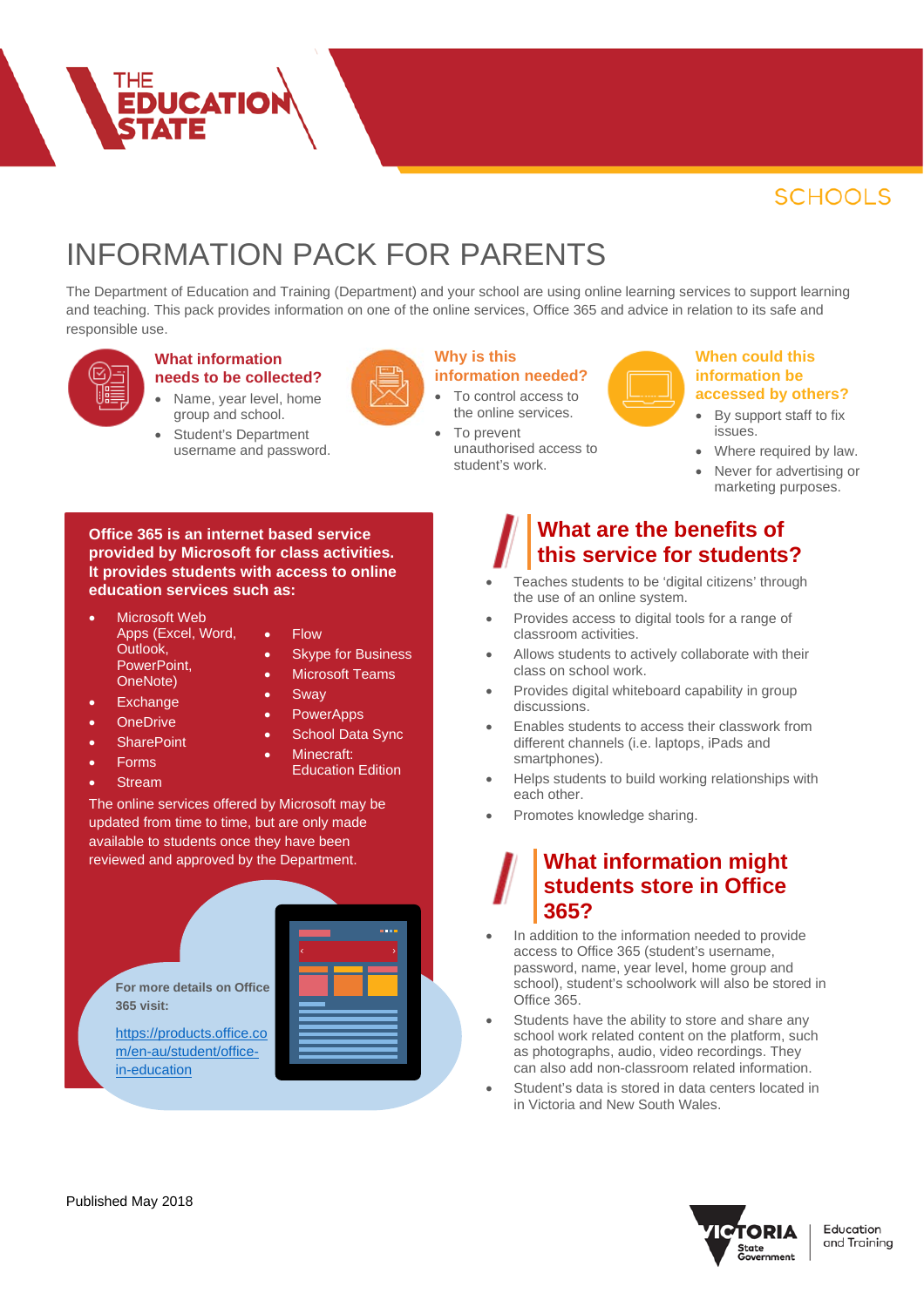THE EDUCATION STATE

SCHOOLS

# INFORMATION PACK FOR PARENTS

The Department of Education and Training (Department) and your school are using online learning services to support learning and teaching. This pack provides information on one of the online services, Office 365 and advice in relation to its safe and responsible use.

### What information needs to be collected?

- Name, year level, home group and school.
- Student's Department username and password.

### Why is this information needed?

- To control access to the online services.
- To prevent unauthorised access to student's work.

### When could this information be accessed by others?

- By support staff to fix issues.
- Where required by law.
- Never for advertising or marketing purposes.

**Office 365 is an internet based service provided by Microsoft for class activities. It provides students with access to online education services such as:**

- Microsoft Web Apps (Excel, Word, Outlook, PowerPoint, OneNote)
- Exchange
- OneDrive
- SharePoint
- Forms
- Stream
- Flow
- Skype for Business
- Microsoft Teams
- Sway
- PowerApps
- School Data Sync
- Minecraft: Education Edition

The online services offered by Microsoft may be updated from time to time, but are only made available to students once they have been reviewed and approved by the Department.

**For more details on Office 365 visit:**

https://products.office.com/en-au/student/office-in-education

## What are the benefits of this service for students?

- Teaches students to be 'digital citizens' through the use of an online system.
- Provides access to digital tools for a range of classroom activities.
- Allows students to actively collaborate with their class on school work.
- Provides digital whiteboard capability in group discussions.
- Enables students to access their classwork from different channels (i.e. laptops, iPads and smartphones).
- Helps students to build working relationships with each other.
- Promotes knowledge sharing.

## What information might students store in Office 365?

- In addition to the information needed to provide access to Office 365 (student's username, password, name, year level, home group and school), student's schoolwork will also be stored in Office 365.
- Students have the ability to store and share any school work related content on the platform, such as photographs, audio, video recordings. They can also add non-classroom related information.
- Student's data is stored in data centers located in in Victoria and New South Wales.

Published May 2018

VICTORIA State Government | Education and Training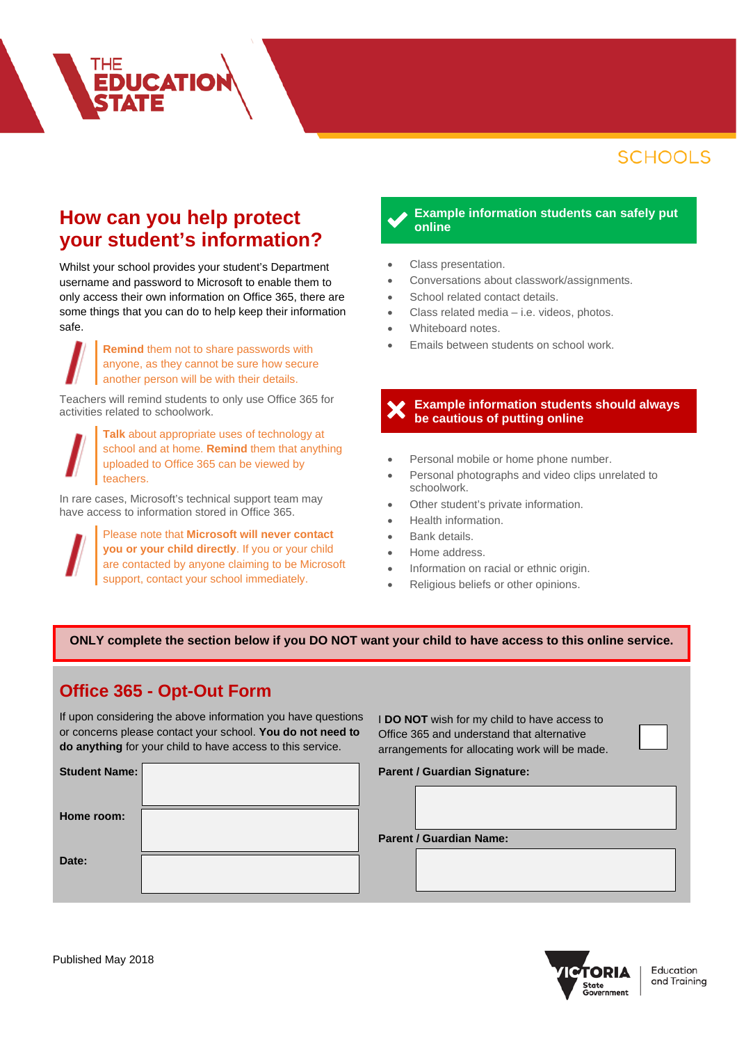THE EDUCATION STATE

SCHOOLS

## How can you help protect your student's information?

Whilst your school provides your student's Department username and password to Microsoft to enable them to only access their own information on Office 365, there are some things that you can do to help keep their information safe.

**Remind** them not to share passwords with anyone, as they cannot be sure how secure another person will be with their details.

Teachers will remind students to only use Office 365 for activities related to schoolwork.

**Talk** about appropriate uses of technology at school and at home. **Remind** them that anything uploaded to Office 365 can be viewed by teachers.

In rare cases, Microsoft's technical support team may have access to information stored in Office 365.

Please note that **Microsoft will never contact you or your child directly**. If you or your child are contacted by anyone claiming to be Microsoft support, contact your school immediately.

### Example information students can safely put online

- Class presentation.
- Conversations about classwork/assignments.
- School related contact details.
- Class related media – i.e. videos, photos.
- Whiteboard notes.
- Emails between students on school work.

### Example information students should always be cautious of putting online

- Personal mobile or home phone number.
- Personal photographs and video clips unrelated to schoolwork.
- Other student's private information.
- Health information.
- Bank details.
- Home address.
- Information on racial or ethnic origin.
- Religious beliefs or other opinions.

**ONLY complete the section below if you DO NOT want your child to have access to this online service.**

## Office 365 - Opt-Out Form

If upon considering the above information you have questions or concerns please contact your school. **You do not need to do anything** for your child to have access to this service.

I **DO NOT** wish for my child to have access to Office 365 and understand that alternative arrangements for allocating work will be made. ☐

**Student Name:**

**Home room:**

**Date:**

**Parent / Guardian Signature:**

**Parent / Guardian Name:**

Published May 2018

VICTORIA State Government | Education and Training